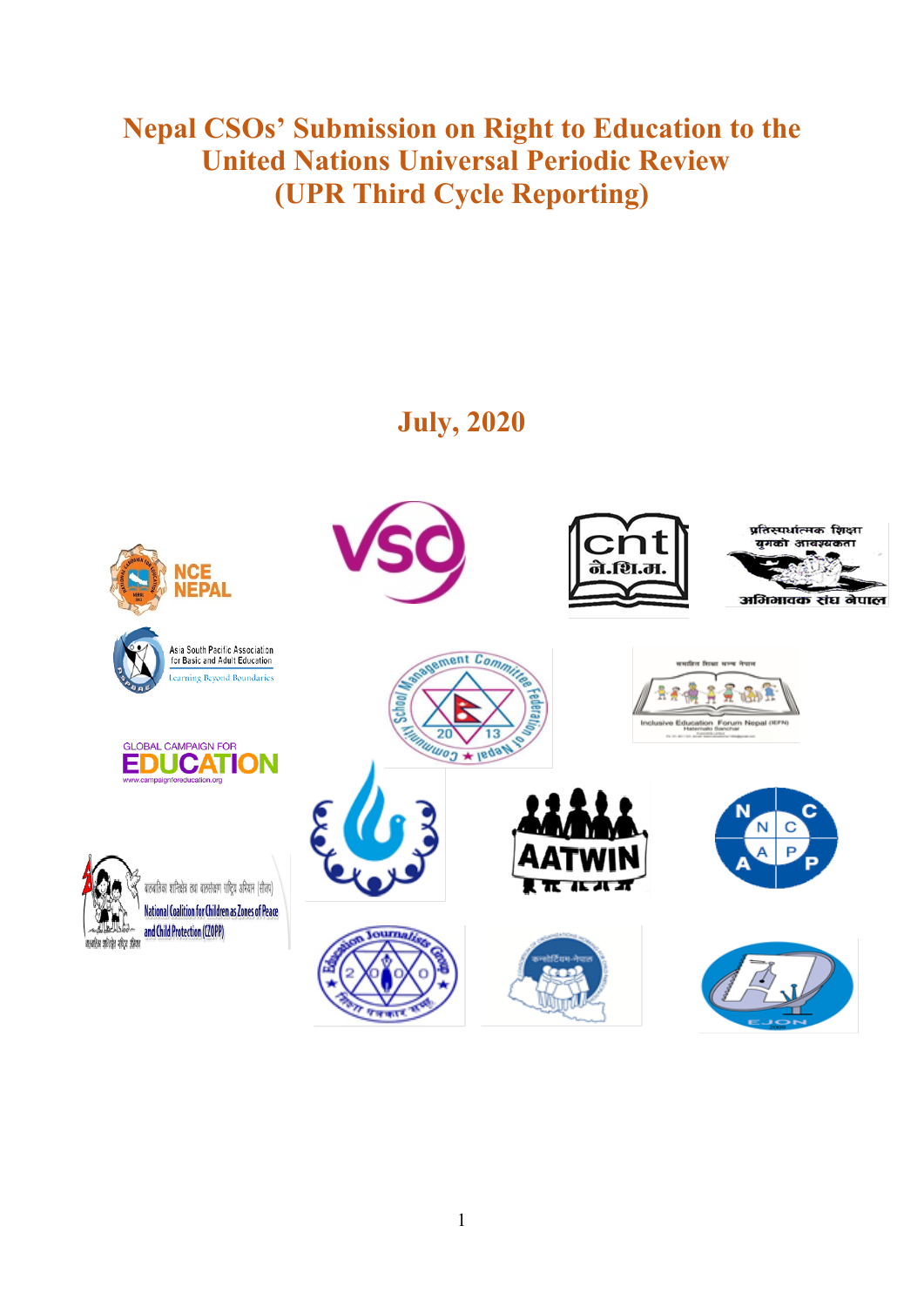# Nepal CSOs' Submission on Right to Education to the United Nations Universal Periodic Review (UPR Third Cycle Reporting)

## July, 2020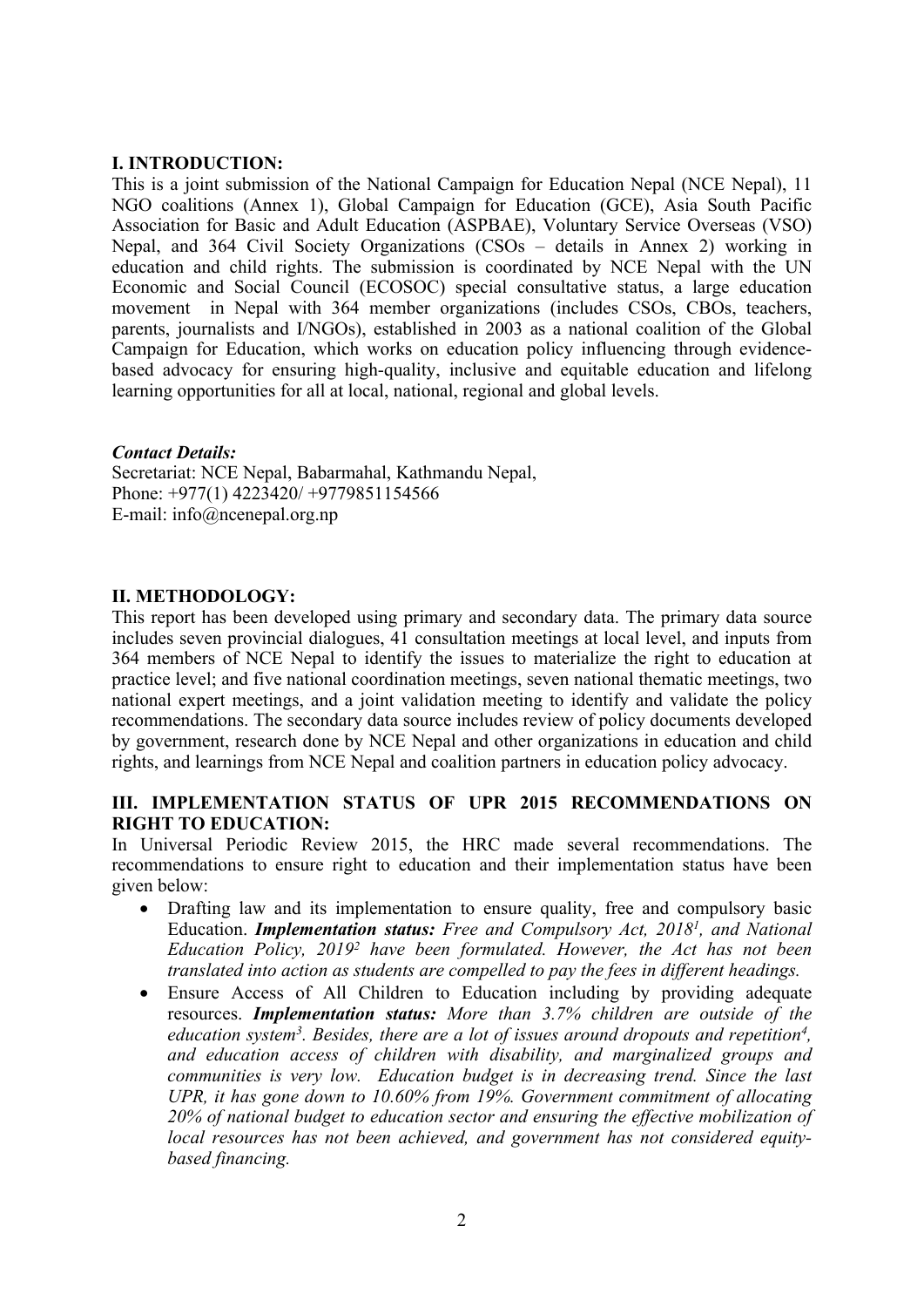## I. INTRODUCTION:

This is a joint submission of the National Campaign for Education Nepal (NCE Nepal), 11 NGO coalitions (Annex 1), Global Campaign for Education (GCE), Asia South Pacific Association for Basic and Adult Education (ASPBAE), Voluntary Service Overseas (VSO) Nepal, and 364 Civil Society Organizations (CSOs – details in Annex 2) working in education and child rights. The submission is coordinated by NCE Nepal with the UN Economic and Social Council (ECOSOC) special consultative status, a large education movement in Nepal with 364 member organizations (includes CSOs, CBOs, teachers, parents, journalists and I/NGOs), established in 2003 as a national coalition of the Global Campaign for Education, which works on education policy influencing through evidence-based advocacy for ensuring high-quality, inclusive and equitable education and lifelong learning opportunities for all at local, national, regional and global levels.

***Contact Details:***

Secretariat: NCE Nepal, Babarmahal, Kathmandu Nepal,
Phone: +977(1) 4223420/ +9779851154566
E-mail: info@ncenepal.org.np

## II. METHODOLOGY:

This report has been developed using primary and secondary data. The primary data source includes seven provincial dialogues, 41 consultation meetings at local level, and inputs from 364 members of NCE Nepal to identify the issues to materialize the right to education at practice level; and five national coordination meetings, seven national thematic meetings, two national expert meetings, and a joint validation meeting to identify and validate the policy recommendations. The secondary data source includes review of policy documents developed by government, research done by NCE Nepal and other organizations in education and child rights, and learnings from NCE Nepal and coalition partners in education policy advocacy.

## III. IMPLEMENTATION STATUS OF UPR 2015 RECOMMENDATIONS ON RIGHT TO EDUCATION:

In Universal Periodic Review 2015, the HRC made several recommendations. The recommendations to ensure right to education and their implementation status have been given below:

- Drafting law and its implementation to ensure quality, free and compulsory basic Education. ***Implementation status:*** *Free and Compulsory Act, 2018[1], and National Education Policy, 2019[2] have been formulated. However, the Act has not been translated into action as students are compelled to pay the fees in different headings.*
- Ensure Access of All Children to Education including by providing adequate resources. ***Implementation status:*** *More than 3.7% children are outside of the education system[3]. Besides, there are a lot of issues around dropouts and repetition[4], and education access of children with disability, and marginalized groups and communities is very low. Education budget is in decreasing trend. Since the last UPR, it has gone down to 10.60% from 19%. Government commitment of allocating 20% of national budget to education sector and ensuring the effective mobilization of local resources has not been achieved, and government has not considered equity-based financing.*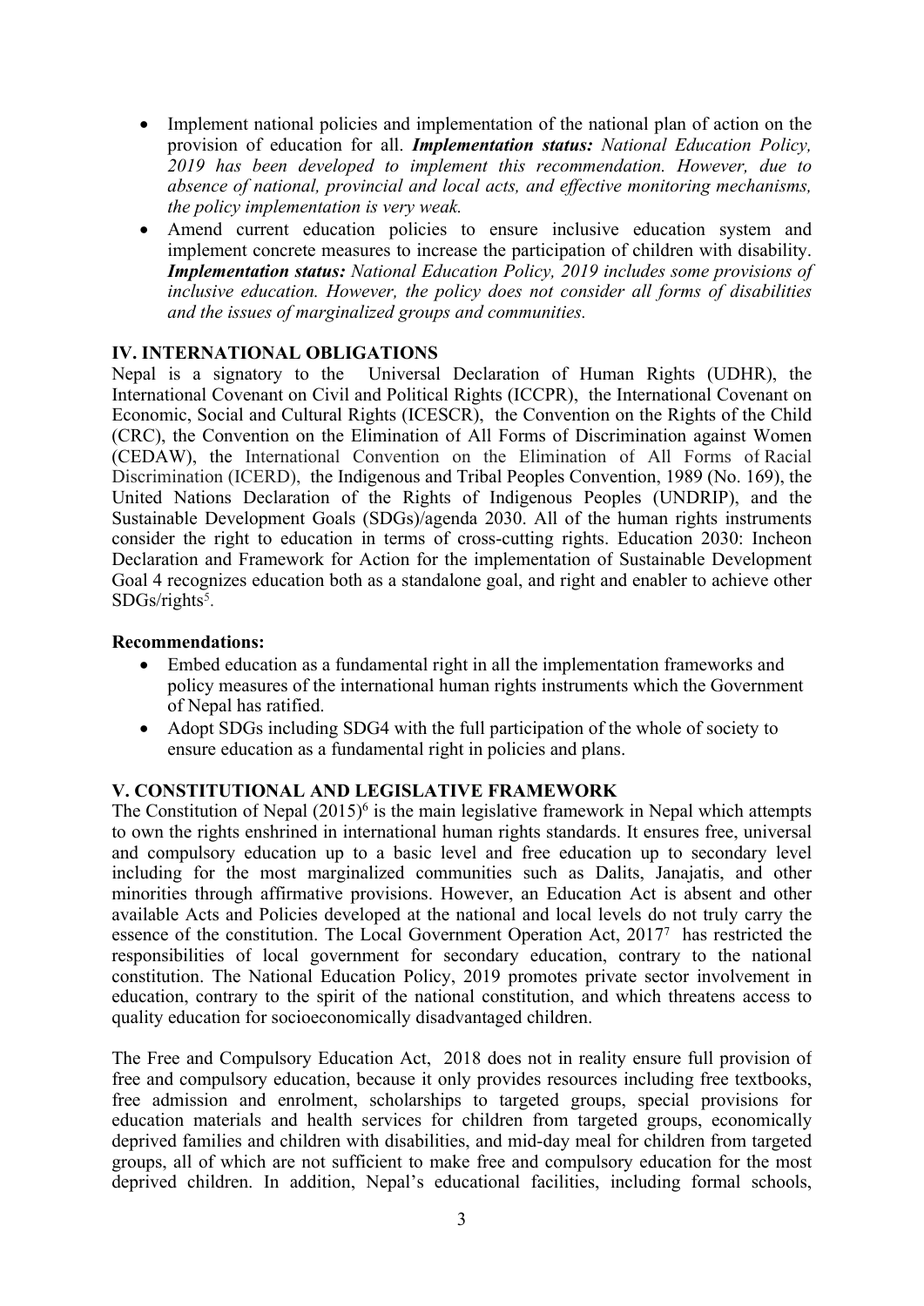- Implement national policies and implementation of the national plan of action on the provision of education for all. ***Implementation status:*** *National Education Policy, 2019 has been developed to implement this recommendation. However, due to absence of national, provincial and local acts, and effective monitoring mechanisms, the policy implementation is very weak.*
- Amend current education policies to ensure inclusive education system and implement concrete measures to increase the participation of children with disability. ***Implementation status:*** *National Education Policy, 2019 includes some provisions of inclusive education. However, the policy does not consider all forms of disabilities and the issues of marginalized groups and communities.*

## IV. INTERNATIONAL OBLIGATIONS

Nepal is a signatory to the Universal Declaration of Human Rights (UDHR), the International Covenant on Civil and Political Rights (ICCPR), the International Covenant on Economic, Social and Cultural Rights (ICESCR), the Convention on the Rights of the Child (CRC), the Convention on the Elimination of All Forms of Discrimination against Women (CEDAW), the International Convention on the Elimination of All Forms of Racial Discrimination (ICERD), the Indigenous and Tribal Peoples Convention, 1989 (No. 169), the United Nations Declaration of the Rights of Indigenous Peoples (UNDRIP), and the Sustainable Development Goals (SDGs)/agenda 2030. All of the human rights instruments consider the right to education in terms of cross-cutting rights. Education 2030: Incheon Declaration and Framework for Action for the implementation of Sustainable Development Goal 4 recognizes education both as a standalone goal, and right and enabler to achieve other SDGs/rights[5].

**Recommendations:**

- Embed education as a fundamental right in all the implementation frameworks and policy measures of the international human rights instruments which the Government of Nepal has ratified.
- Adopt SDGs including SDG4 with the full participation of the whole of society to ensure education as a fundamental right in policies and plans.

## V. CONSTITUTIONAL AND LEGISLATIVE FRAMEWORK

The Constitution of Nepal (2015)[6] is the main legislative framework in Nepal which attempts to own the rights enshrined in international human rights standards. It ensures free, universal and compulsory education up to a basic level and free education up to secondary level including for the most marginalized communities such as Dalits, Janajatis, and other minorities through affirmative provisions. However, an Education Act is absent and other available Acts and Policies developed at the national and local levels do not truly carry the essence of the constitution. The Local Government Operation Act, 2017[7] has restricted the responsibilities of local government for secondary education, contrary to the national constitution. The National Education Policy, 2019 promotes private sector involvement in education, contrary to the spirit of the national constitution, and which threatens access to quality education for socioeconomically disadvantaged children.

The Free and Compulsory Education Act, 2018 does not in reality ensure full provision of free and compulsory education, because it only provides resources including free textbooks, free admission and enrolment, scholarships to targeted groups, special provisions for education materials and health services for children from targeted groups, economically deprived families and children with disabilities, and mid-day meal for children from targeted groups, all of which are not sufficient to make free and compulsory education for the most deprived children. In addition, Nepal's educational facilities, including formal schools,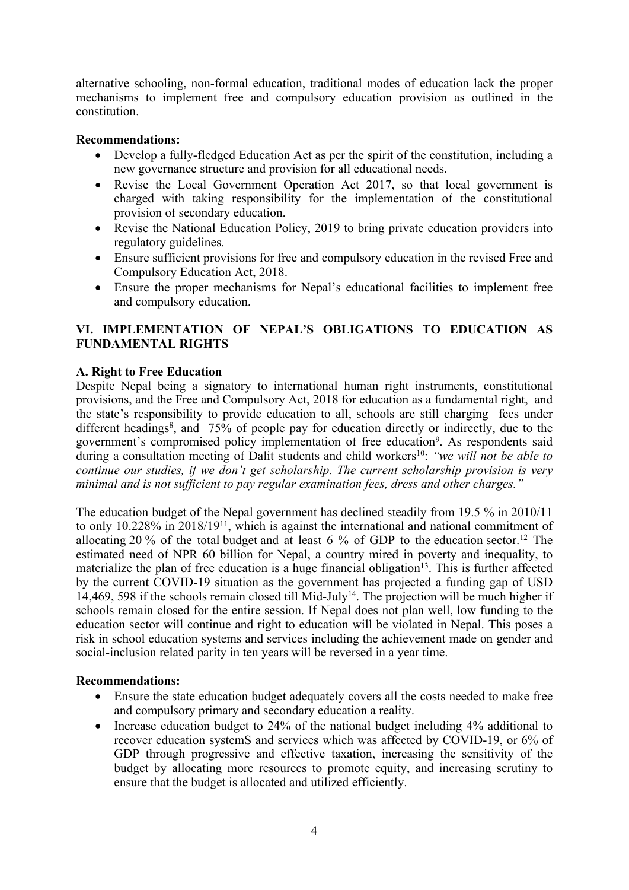alternative schooling, non-formal education, traditional modes of education lack the proper mechanisms to implement free and compulsory education provision as outlined in the constitution.

**Recommendations:**

- Develop a fully-fledged Education Act as per the spirit of the constitution, including a new governance structure and provision for all educational needs.
- Revise the Local Government Operation Act 2017, so that local government is charged with taking responsibility for the implementation of the constitutional provision of secondary education.
- Revise the National Education Policy, 2019 to bring private education providers into regulatory guidelines.
- Ensure sufficient provisions for free and compulsory education in the revised Free and Compulsory Education Act, 2018.
- Ensure the proper mechanisms for Nepal's educational facilities to implement free and compulsory education.

## VI. IMPLEMENTATION OF NEPAL'S OBLIGATIONS TO EDUCATION AS FUNDAMENTAL RIGHTS

### A. Right to Free Education

Despite Nepal being a signatory to international human right instruments, constitutional provisions, and the Free and Compulsory Act, 2018 for education as a fundamental right, and the state's responsibility to provide education to all, schools are still charging fees under different headings[8], and 75% of people pay for education directly or indirectly, due to the government's compromised policy implementation of free education[9]. As respondents said during a consultation meeting of Dalit students and child workers[10]: *"we will not be able to continue our studies, if we don't get scholarship. The current scholarship provision is very minimal and is not sufficient to pay regular examination fees, dress and other charges."*

The education budget of the Nepal government has declined steadily from 19.5 % in 2010/11 to only 10.228% in 2018/19[11], which is against the international and national commitment of allocating 20 % of the total budget and at least 6 % of GDP to the education sector.[12] The estimated need of NPR 60 billion for Nepal, a country mired in poverty and inequality, to materialize the plan of free education is a huge financial obligation[13]. This is further affected by the current COVID-19 situation as the government has projected a funding gap of USD 14,469, 598 if the schools remain closed till Mid-July[14]. The projection will be much higher if schools remain closed for the entire session. If Nepal does not plan well, low funding to the education sector will continue and right to education will be violated in Nepal. This poses a risk in school education systems and services including the achievement made on gender and social-inclusion related parity in ten years will be reversed in a year time.

**Recommendations:**

- Ensure the state education budget adequately covers all the costs needed to make free and compulsory primary and secondary education a reality.
- Increase education budget to 24% of the national budget including 4% additional to recover education systemS and services which was affected by COVID-19, or 6% of GDP through progressive and effective taxation, increasing the sensitivity of the budget by allocating more resources to promote equity, and increasing scrutiny to ensure that the budget is allocated and utilized efficiently.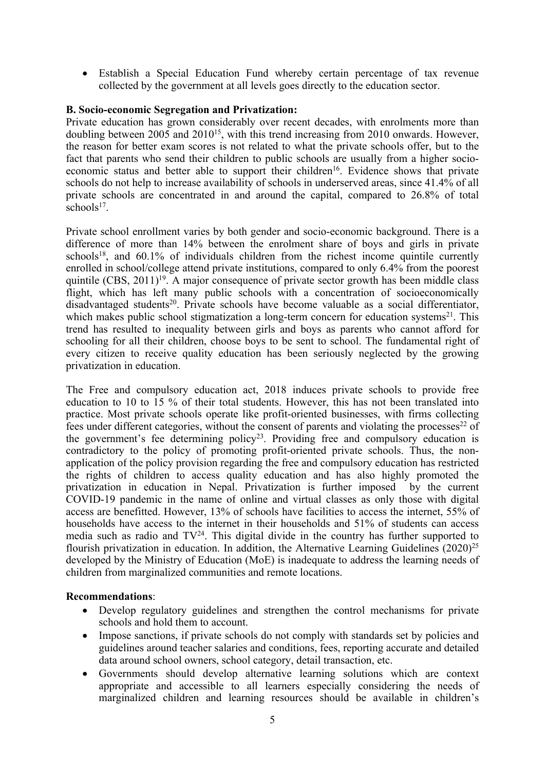- Establish a Special Education Fund whereby certain percentage of tax revenue collected by the government at all levels goes directly to the education sector.

**B. Socio-economic Segregation and Privatization:**

Private education has grown considerably over recent decades, with enrolments more than doubling between 2005 and 2010[15], with this trend increasing from 2010 onwards. However, the reason for better exam scores is not related to what the private schools offer, but to the fact that parents who send their children to public schools are usually from a higher socio-economic status and better able to support their children[16]. Evidence shows that private schools do not help to increase availability of schools in underserved areas, since 41.4% of all private schools are concentrated in and around the capital, compared to 26.8% of total schools[17].

Private school enrollment varies by both gender and socio-economic background. There is a difference of more than 14% between the enrolment share of boys and girls in private schools[18], and 60.1% of individuals children from the richest income quintile currently enrolled in school/college attend private institutions, compared to only 6.4% from the poorest quintile (CBS, 2011)[19]. A major consequence of private sector growth has been middle class flight, which has left many public schools with a concentration of socioeconomically disadvantaged students[20]. Private schools have become valuable as a social differentiator, which makes public school stigmatization a long-term concern for education systems[21]. This trend has resulted to inequality between girls and boys as parents who cannot afford for schooling for all their children, choose boys to be sent to school. The fundamental right of every citizen to receive quality education has been seriously neglected by the growing privatization in education.

The Free and compulsory education act, 2018 induces private schools to provide free education to 10 to 15 % of their total students. However, this has not been translated into practice. Most private schools operate like profit-oriented businesses, with firms collecting fees under different categories, without the consent of parents and violating the processes[22] of the government's fee determining policy[23]. Providing free and compulsory education is contradictory to the policy of promoting profit-oriented private schools. Thus, the non-application of the policy provision regarding the free and compulsory education has restricted the rights of children to access quality education and has also highly promoted the privatization in education in Nepal. Privatization is further imposed by the current COVID-19 pandemic in the name of online and virtual classes as only those with digital access are benefitted. However, 13% of schools have facilities to access the internet, 55% of households have access to the internet in their households and 51% of students can access media such as radio and TV[24]. This digital divide in the country has further supported to flourish privatization in education. In addition, the Alternative Learning Guidelines (2020)[25] developed by the Ministry of Education (MoE) is inadequate to address the learning needs of children from marginalized communities and remote locations.

**Recommendations**:

- Develop regulatory guidelines and strengthen the control mechanisms for private schools and hold them to account.
- Impose sanctions, if private schools do not comply with standards set by policies and guidelines around teacher salaries and conditions, fees, reporting accurate and detailed data around school owners, school category, detail transaction, etc.
- Governments should develop alternative learning solutions which are context appropriate and accessible to all learners especially considering the needs of marginalized children and learning resources should be available in children's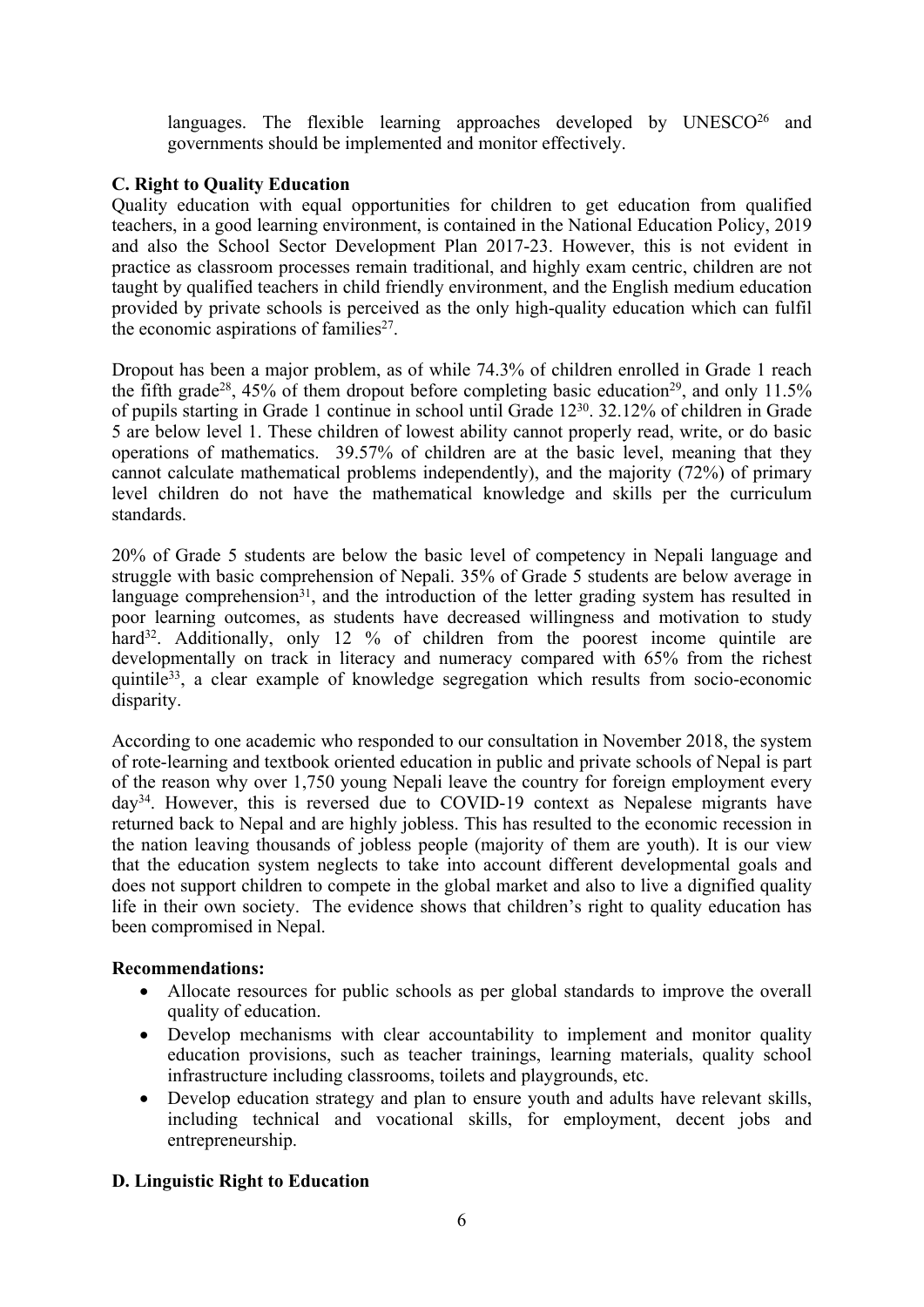languages. The flexible learning approaches developed by UNESCO[26] and governments should be implemented and monitor effectively.

**C. Right to Quality Education**

Quality education with equal opportunities for children to get education from qualified teachers, in a good learning environment, is contained in the National Education Policy, 2019 and also the School Sector Development Plan 2017-23. However, this is not evident in practice as classroom processes remain traditional, and highly exam centric, children are not taught by qualified teachers in child friendly environment, and the English medium education provided by private schools is perceived as the only high-quality education which can fulfil the economic aspirations of families[27].

Dropout has been a major problem, as of while 74.3% of children enrolled in Grade 1 reach the fifth grade[28], 45% of them dropout before completing basic education[29], and only 11.5% of pupils starting in Grade 1 continue in school until Grade 12[30]. 32.12% of children in Grade 5 are below level 1. These children of lowest ability cannot properly read, write, or do basic operations of mathematics. 39.57% of children are at the basic level, meaning that they cannot calculate mathematical problems independently), and the majority (72%) of primary level children do not have the mathematical knowledge and skills per the curriculum standards.

20% of Grade 5 students are below the basic level of competency in Nepali language and struggle with basic comprehension of Nepali. 35% of Grade 5 students are below average in language comprehension[31], and the introduction of the letter grading system has resulted in poor learning outcomes, as students have decreased willingness and motivation to study hard[32]. Additionally, only 12 % of children from the poorest income quintile are developmentally on track in literacy and numeracy compared with 65% from the richest quintile[33], a clear example of knowledge segregation which results from socio-economic disparity.

According to one academic who responded to our consultation in November 2018, the system of rote-learning and textbook oriented education in public and private schools of Nepal is part of the reason why over 1,750 young Nepali leave the country for foreign employment every day[34]. However, this is reversed due to COVID-19 context as Nepalese migrants have returned back to Nepal and are highly jobless. This has resulted to the economic recession in the nation leaving thousands of jobless people (majority of them are youth). It is our view that the education system neglects to take into account different developmental goals and does not support children to compete in the global market and also to live a dignified quality life in their own society. The evidence shows that children's right to quality education has been compromised in Nepal.

**Recommendations:**

- Allocate resources for public schools as per global standards to improve the overall quality of education.
- Develop mechanisms with clear accountability to implement and monitor quality education provisions, such as teacher trainings, learning materials, quality school infrastructure including classrooms, toilets and playgrounds, etc.
- Develop education strategy and plan to ensure youth and adults have relevant skills, including technical and vocational skills, for employment, decent jobs and entrepreneurship.

**D. Linguistic Right to Education**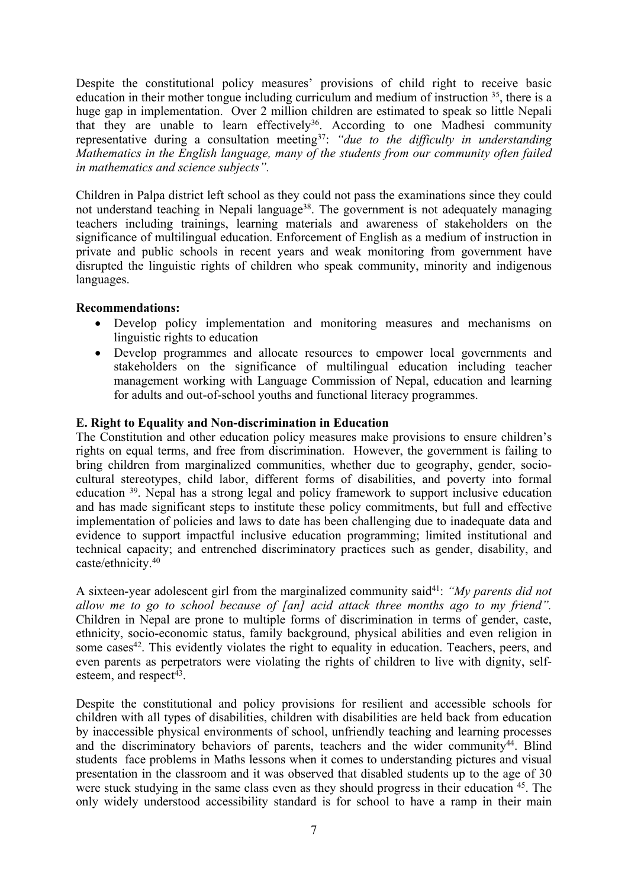Despite the constitutional policy measures' provisions of child right to receive basic education in their mother tongue including curriculum and medium of instruction [35], there is a huge gap in implementation. Over 2 million children are estimated to speak so little Nepali that they are unable to learn effectively[36]. According to one Madhesi community representative during a consultation meeting[37]: *"due to the difficulty in understanding Mathematics in the English language, many of the students from our community often failed in mathematics and science subjects".*

Children in Palpa district left school as they could not pass the examinations since they could not understand teaching in Nepali language[38]. The government is not adequately managing teachers including trainings, learning materials and awareness of stakeholders on the significance of multilingual education. Enforcement of English as a medium of instruction in private and public schools in recent years and weak monitoring from government have disrupted the linguistic rights of children who speak community, minority and indigenous languages.

**Recommendations:**

- Develop policy implementation and monitoring measures and mechanisms on linguistic rights to education
- Develop programmes and allocate resources to empower local governments and stakeholders on the significance of multilingual education including teacher management working with Language Commission of Nepal, education and learning for adults and out-of-school youths and functional literacy programmes.

**E. Right to Equality and Non-discrimination in Education**

The Constitution and other education policy measures make provisions to ensure children's rights on equal terms, and free from discrimination. However, the government is failing to bring children from marginalized communities, whether due to geography, gender, socio-cultural stereotypes, child labor, different forms of disabilities, and poverty into formal education [39]. Nepal has a strong legal and policy framework to support inclusive education and has made significant steps to institute these policy commitments, but full and effective implementation of policies and laws to date has been challenging due to inadequate data and evidence to support impactful inclusive education programming; limited institutional and technical capacity; and entrenched discriminatory practices such as gender, disability, and caste/ethnicity.[40]

A sixteen-year adolescent girl from the marginalized community said[41]: *"My parents did not allow me to go to school because of [an] acid attack three months ago to my friend".* Children in Nepal are prone to multiple forms of discrimination in terms of gender, caste, ethnicity, socio-economic status, family background, physical abilities and even religion in some cases[42]. This evidently violates the right to equality in education. Teachers, peers, and even parents as perpetrators were violating the rights of children to live with dignity, self-esteem, and respect[43].

Despite the constitutional and policy provisions for resilient and accessible schools for children with all types of disabilities, children with disabilities are held back from education by inaccessible physical environments of school, unfriendly teaching and learning processes and the discriminatory behaviors of parents, teachers and the wider community[44]. Blind students face problems in Maths lessons when it comes to understanding pictures and visual presentation in the classroom and it was observed that disabled students up to the age of 30 were stuck studying in the same class even as they should progress in their education [45]. The only widely understood accessibility standard is for school to have a ramp in their main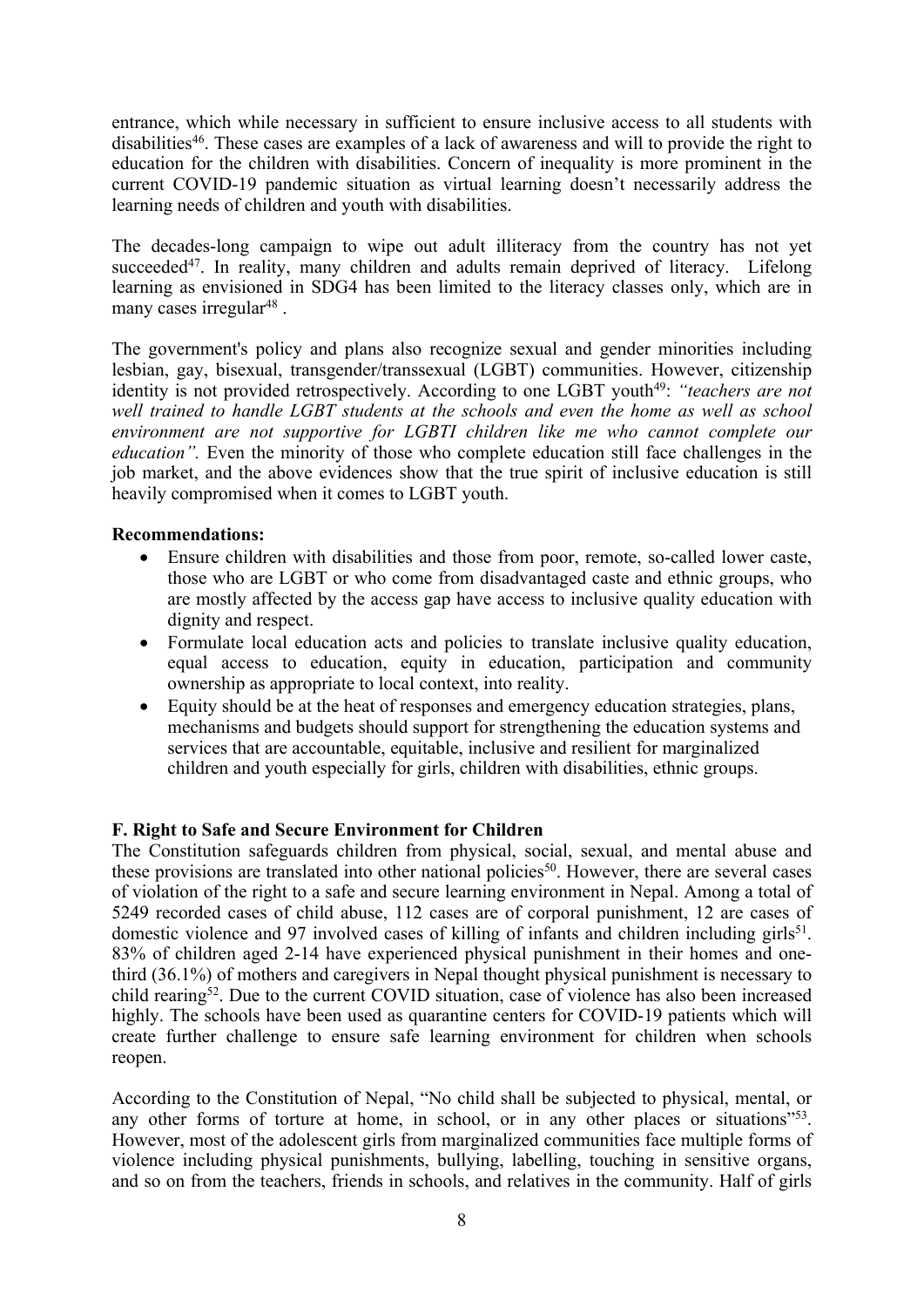entrance, which while necessary in sufficient to ensure inclusive access to all students with disabilities[46]. These cases are examples of a lack of awareness and will to provide the right to education for the children with disabilities. Concern of inequality is more prominent in the current COVID-19 pandemic situation as virtual learning doesn't necessarily address the learning needs of children and youth with disabilities.

The decades-long campaign to wipe out adult illiteracy from the country has not yet succeeded[47]. In reality, many children and adults remain deprived of literacy. Lifelong learning as envisioned in SDG4 has been limited to the literacy classes only, which are in many cases irregular[48] .

The government's policy and plans also recognize sexual and gender minorities including lesbian, gay, bisexual, transgender/transsexual (LGBT) communities. However, citizenship identity is not provided retrospectively. According to one LGBT youth[49]: *"teachers are not well trained to handle LGBT students at the schools and even the home as well as school environment are not supportive for LGBTI children like me who cannot complete our education".* Even the minority of those who complete education still face challenges in the job market, and the above evidences show that the true spirit of inclusive education is still heavily compromised when it comes to LGBT youth.

**Recommendations:**

- Ensure children with disabilities and those from poor, remote, so-called lower caste, those who are LGBT or who come from disadvantaged caste and ethnic groups, who are mostly affected by the access gap have access to inclusive quality education with dignity and respect.
- Formulate local education acts and policies to translate inclusive quality education, equal access to education, equity in education, participation and community ownership as appropriate to local context, into reality.
- Equity should be at the heat of responses and emergency education strategies, plans, mechanisms and budgets should support for strengthening the education systems and services that are accountable, equitable, inclusive and resilient for marginalized children and youth especially for girls, children with disabilities, ethnic groups.

**F. Right to Safe and Secure Environment for Children**

The Constitution safeguards children from physical, social, sexual, and mental abuse and these provisions are translated into other national policies[50]. However, there are several cases of violation of the right to a safe and secure learning environment in Nepal. Among a total of 5249 recorded cases of child abuse, 112 cases are of corporal punishment, 12 are cases of domestic violence and 97 involved cases of killing of infants and children including girls[51]. 83% of children aged 2-14 have experienced physical punishment in their homes and one-third (36.1%) of mothers and caregivers in Nepal thought physical punishment is necessary to child rearing[52]. Due to the current COVID situation, case of violence has also been increased highly. The schools have been used as quarantine centers for COVID-19 patients which will create further challenge to ensure safe learning environment for children when schools reopen.

According to the Constitution of Nepal, "No child shall be subjected to physical, mental, or any other forms of torture at home, in school, or in any other places or situations"[53]. However, most of the adolescent girls from marginalized communities face multiple forms of violence including physical punishments, bullying, labelling, touching in sensitive organs, and so on from the teachers, friends in schools, and relatives in the community. Half of girls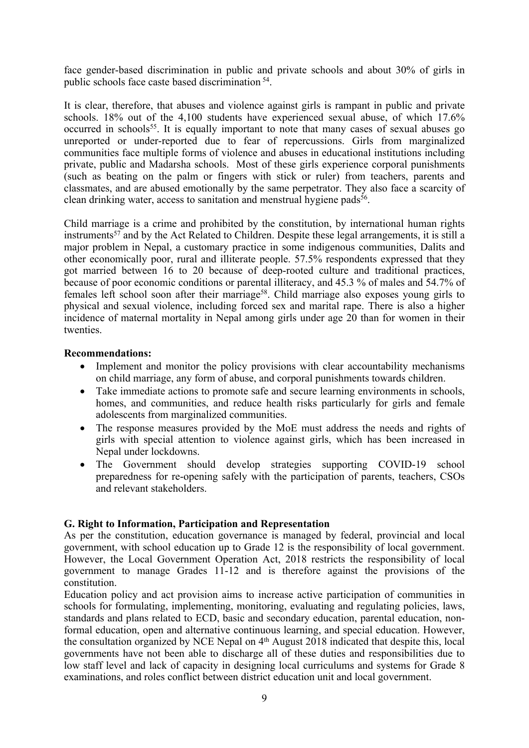face gender-based discrimination in public and private schools and about 30% of girls in public schools face caste based discrimination [54].

It is clear, therefore, that abuses and violence against girls is rampant in public and private schools. 18% out of the 4,100 students have experienced sexual abuse, of which 17.6% occurred in schools[55]. It is equally important to note that many cases of sexual abuses go unreported or under-reported due to fear of repercussions. Girls from marginalized communities face multiple forms of violence and abuses in educational institutions including private, public and Madarsha schools. Most of these girls experience corporal punishments (such as beating on the palm or fingers with stick or ruler) from teachers, parents and classmates, and are abused emotionally by the same perpetrator. They also face a scarcity of clean drinking water, access to sanitation and menstrual hygiene pads[56].

Child marriage is a crime and prohibited by the constitution, by international human rights instruments[57] and by the Act Related to Children. Despite these legal arrangements, it is still a major problem in Nepal, a customary practice in some indigenous communities, Dalits and other economically poor, rural and illiterate people. 57.5% respondents expressed that they got married between 16 to 20 because of deep-rooted culture and traditional practices, because of poor economic conditions or parental illiteracy, and 45.3 % of males and 54.7% of females left school soon after their marriage[58]. Child marriage also exposes young girls to physical and sexual violence, including forced sex and marital rape. There is also a higher incidence of maternal mortality in Nepal among girls under age 20 than for women in their twenties.

**Recommendations:**

- Implement and monitor the policy provisions with clear accountability mechanisms on child marriage, any form of abuse, and corporal punishments towards children.
- Take immediate actions to promote safe and secure learning environments in schools, homes, and communities, and reduce health risks particularly for girls and female adolescents from marginalized communities.
- The response measures provided by the MoE must address the needs and rights of girls with special attention to violence against girls, which has been increased in Nepal under lockdowns.
- The Government should develop strategies supporting COVID-19 school preparedness for re-opening safely with the participation of parents, teachers, CSOs and relevant stakeholders.

### G. Right to Information, Participation and Representation

As per the constitution, education governance is managed by federal, provincial and local government, with school education up to Grade 12 is the responsibility of local government. However, the Local Government Operation Act, 2018 restricts the responsibility of local government to manage Grades 11-12 and is therefore against the provisions of the constitution.

Education policy and act provision aims to increase active participation of communities in schools for formulating, implementing, monitoring, evaluating and regulating policies, laws, standards and plans related to ECD, basic and secondary education, parental education, non-formal education, open and alternative continuous learning, and special education. However, the consultation organized by NCE Nepal on 4th August 2018 indicated that despite this, local governments have not been able to discharge all of these duties and responsibilities due to low staff level and lack of capacity in designing local curriculums and systems for Grade 8 examinations, and roles conflict between district education unit and local government.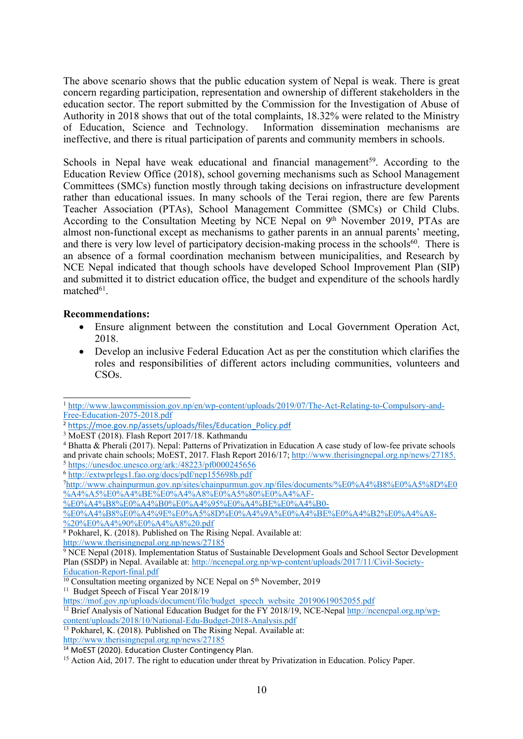The above scenario shows that the public education system of Nepal is weak. There is great concern regarding participation, representation and ownership of different stakeholders in the education sector. The report submitted by the Commission for the Investigation of Abuse of Authority in 2018 shows that out of the total complaints, 18.32% were related to the Ministry of Education, Science and Technology. Information dissemination mechanisms are ineffective, and there is ritual participation of parents and community members in schools.

Schools in Nepal have weak educational and financial management[59]. According to the Education Review Office (2018), school governing mechanisms such as School Management Committees (SMCs) function mostly through taking decisions on infrastructure development rather than educational issues. In many schools of the Terai region, there are few Parents Teacher Association (PTAs), School Management Committee (SMCs) or Child Clubs. According to the Consultation Meeting by NCE Nepal on 9th November 2019, PTAs are almost non-functional except as mechanisms to gather parents in an annual parents' meeting, and there is very low level of participatory decision-making process in the schools[60]. There is an absence of a formal coordination mechanism between municipalities, and Research by NCE Nepal indicated that though schools have developed School Improvement Plan (SIP) and submitted it to district education office, the budget and expenditure of the schools hardly matched[61].

**Recommendations:**

- Ensure alignment between the constitution and Local Government Operation Act, 2018.
- Develop an inclusive Federal Education Act as per the constitution which clarifies the roles and responsibilities of different actors including communities, volunteers and CSOs.

---

[1] http://www.lawcommission.gov.np/en/wp-content/uploads/2019/07/The-Act-Relating-to-Compulsory-and-Free-Education-2075-2018.pdf

[2] https://moe.gov.np/assets/uploads/files/Education_Policy.pdf

[3] MoEST (2018). Flash Report 2017/18. Kathmandu

[4] Bhatta & Pherali (2017). Nepal: Patterns of Privatization in Education A case study of low-fee private schools and private chain schools; MoEST, 2017. Flash Report 2016/17; http://www.therisingnepal.org.np/news/27185.

[5] https://unesdoc.unesco.org/ark:/48223/pf0000245656

[6] http://extwprlegs1.fao.org/docs/pdf/nep155698b.pdf

[7] http://www.chainpurmun.gov.np/sites/chainpurmun.gov.np/files/documents/%E0%A4%B8%E0%A5%8D%E0%A4%A5%E0%A4%BE%E0%A4%A8%E0%A5%80%E0%A4%AF-%E0%A4%B8%E0%A4%B0%E0%A4%95%E0%A4%BE%E0%A4%B0-%E0%A4%B8%E0%A4%9E%E0%A5%8D%E0%A4%9A%E0%A4%BE%E0%A4%B2%E0%A4%A8-%20%E0%A4%90%E0%A4%A8%20.pdf

[8] Pokharel, K. (2018). Published on The Rising Nepal. Available at: http://www.therisingnepal.org.np/news/27185

[9] NCE Nepal (2018). Implementation Status of Sustainable Development Goals and School Sector Development Plan (SSDP) in Nepal. Available at: http://ncenepal.org.np/wp-content/uploads/2017/11/Civil-Society-Education-Report-final.pdf

[10] Consultation meeting organized by NCE Nepal on 5th November, 2019

[11] Budget Speech of Fiscal Year 2018/19 https://mof.gov.np/uploads/document/file/budget_speech_website_20190619052055.pdf

[12] Brief Analysis of National Education Budget for the FY 2018/19, NCE-Nepal http://ncenepal.org.np/wp-content/uploads/2018/10/National-Edu-Budget-2018-Analysis.pdf

[13] Pokharel, K. (2018). Published on The Rising Nepal. Available at: http://www.therisingnepal.org.np/news/27185

[14] MoEST (2020). Education Cluster Contingency Plan.

[15] Action Aid, 2017. The right to education under threat by Privatization in Education. Policy Paper.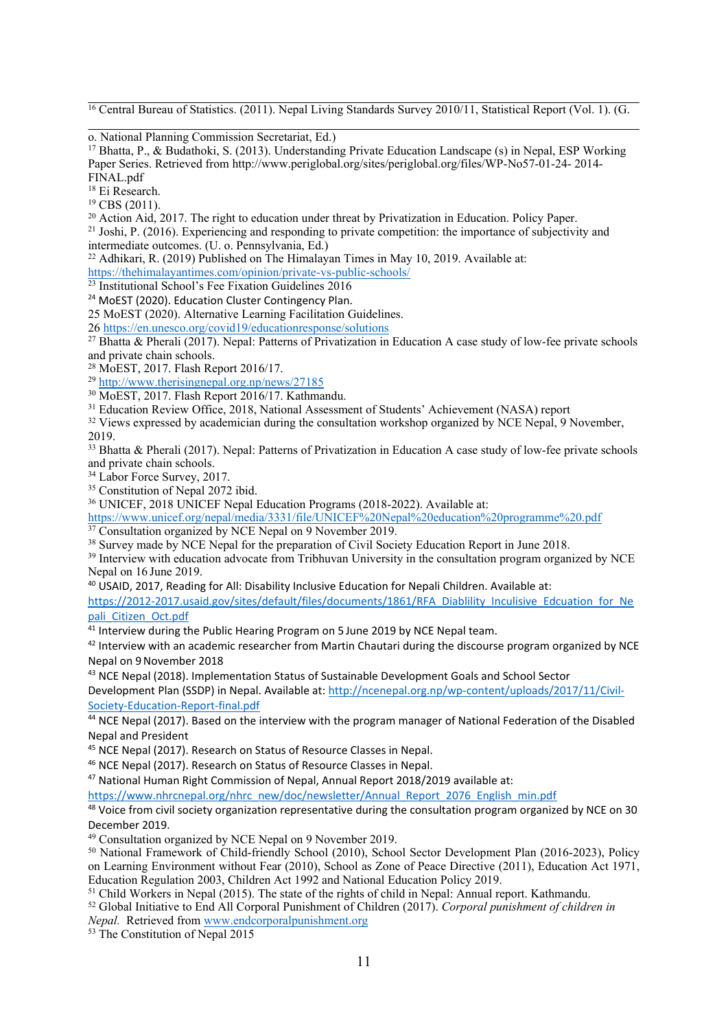[16] Central Bureau of Statistics. (2011). Nepal Living Standards Survey 2010/11, Statistical Report (Vol. 1). (G. o. National Planning Commission Secretariat, Ed.)

[17] Bhatta, P., & Budathoki, S. (2013). Understanding Private Education Landscape (s) in Nepal, ESP Working Paper Series. Retrieved from http://www.periglobal.org/sites/periglobal.org/files/WP-No57-01-24- 2014-FINAL.pdf

[18] Ei Research.

[19] CBS (2011).

[20] Action Aid, 2017. The right to education under threat by Privatization in Education. Policy Paper.

[21] Joshi, P. (2016). Experiencing and responding to private competition: the importance of subjectivity and intermediate outcomes. (U. o. Pennsylvania, Ed.)

[22] Adhikari, R. (2019) Published on The Himalayan Times in May 10, 2019. Available at: https://thehimalayantimes.com/opinion/private-vs-public-schools/

[23] Institutional School's Fee Fixation Guidelines 2016

[24] MoEST (2020). Education Cluster Contingency Plan.

25 MoEST (2020). Alternative Learning Facilitation Guidelines.

26 https://en.unesco.org/covid19/educationresponse/solutions

[27] Bhatta & Pherali (2017). Nepal: Patterns of Privatization in Education A case study of low-fee private schools and private chain schools.

[28] MoEST, 2017. Flash Report 2016/17.

[29] http://www.therisingnepal.org.np/news/27185

[30] MoEST, 2017. Flash Report 2016/17. Kathmandu.

[31] Education Review Office, 2018, National Assessment of Students' Achievement (NASA) report

[32] Views expressed by academician during the consultation workshop organized by NCE Nepal, 9 November, 2019.

[33] Bhatta & Pherali (2017). Nepal: Patterns of Privatization in Education A case study of low-fee private schools and private chain schools.

[34] Labor Force Survey, 2017.

[35] Constitution of Nepal 2072 ibid.

[36] UNICEF, 2018 UNICEF Nepal Education Programs (2018-2022). Available at: https://www.unicef.org/nepal/media/3331/file/UNICEF%20Nepal%20education%20programme%20.pdf

[37] Consultation organized by NCE Nepal on 9 November 2019.

[38] Survey made by NCE Nepal for the preparation of Civil Society Education Report in June 2018.

[39] Interview with education advocate from Tribhuvan University in the consultation program organized by NCE Nepal on 16 June 2019.

[40] USAID, 2017, Reading for All: Disability Inclusive Education for Nepali Children. Available at: https://2012-2017.usaid.gov/sites/default/files/documents/1861/RFA_Diablility_Inculisive_Edcuation_for_Nepali_Citizen_Oct.pdf

[41] Interview during the Public Hearing Program on 5 June 2019 by NCE Nepal team.

[42] Interview with an academic researcher from Martin Chautari during the discourse program organized by NCE Nepal on 9 November 2018

[43] NCE Nepal (2018). Implementation Status of Sustainable Development Goals and School Sector Development Plan (SSDP) in Nepal. Available at: http://ncenepal.org.np/wp-content/uploads/2017/11/Civil-Society-Education-Report-final.pdf

[44] NCE Nepal (2017). Based on the interview with the program manager of National Federation of the Disabled Nepal and President

[45] NCE Nepal (2017). Research on Status of Resource Classes in Nepal.

[46] NCE Nepal (2017). Research on Status of Resource Classes in Nepal.

[47] National Human Right Commission of Nepal, Annual Report 2018/2019 available at: https://www.nhrcnepal.org/nhrc_new/doc/newsletter/Annual_Report_2076_English_min.pdf

[48] Voice from civil society organization representative during the consultation program organized by NCE on 30 December 2019.

[49] Consultation organized by NCE Nepal on 9 November 2019.

[50] National Framework of Child-friendly School (2010), School Sector Development Plan (2016-2023), Policy on Learning Environment without Fear (2010), School as Zone of Peace Directive (2011), Education Act 1971, Education Regulation 2003, Children Act 1992 and National Education Policy 2019.

[51] Child Workers in Nepal (2015). The state of the rights of child in Nepal: Annual report. Kathmandu.

[52] Global Initiative to End All Corporal Punishment of Children (2017). *Corporal punishment of children in Nepal.* Retrieved from www.endcorporalpunishment.org

[53] The Constitution of Nepal 2015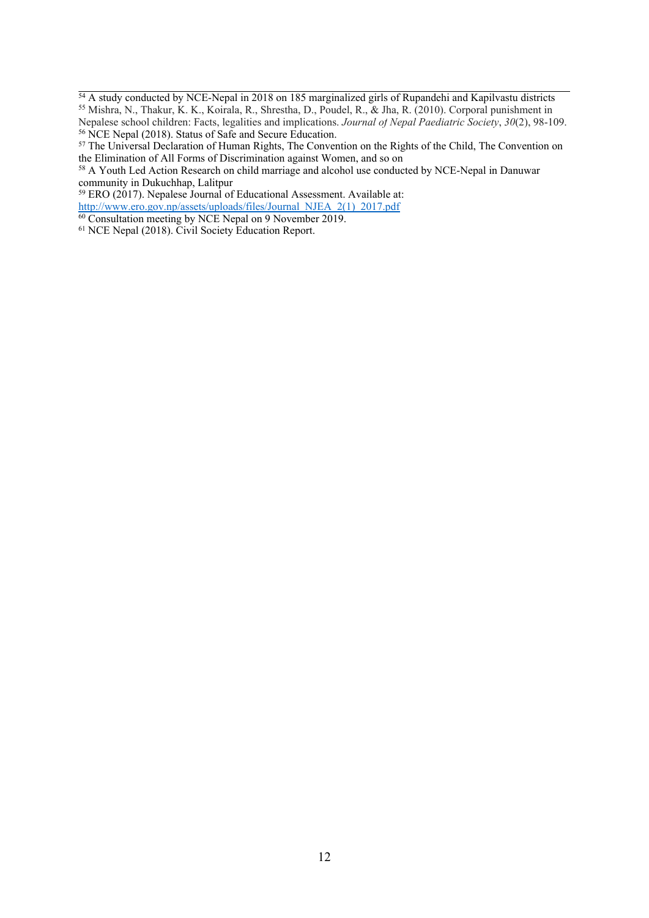[54] A study conducted by NCE-Nepal in 2018 on 185 marginalized girls of Rupandehi and Kapilvastu districts

[55] Mishra, N., Thakur, K. K., Koirala, R., Shrestha, D., Poudel, R., & Jha, R. (2010). Corporal punishment in Nepalese school children: Facts, legalities and implications. *Journal of Nepal Paediatric Society*, *30*(2), 98-109.

[56] NCE Nepal (2018). Status of Safe and Secure Education.

[57] The Universal Declaration of Human Rights, The Convention on the Rights of the Child, The Convention on the Elimination of All Forms of Discrimination against Women, and so on

[58] A Youth Led Action Research on child marriage and alcohol use conducted by NCE-Nepal in Danuwar community in Dukuchhap, Lalitpur

[59] ERO (2017). Nepalese Journal of Educational Assessment. Available at: http://www.ero.gov.np/assets/uploads/files/Journal_NJEA_2(1)_2017.pdf

[60] Consultation meeting by NCE Nepal on 9 November 2019.

[61] NCE Nepal (2018). Civil Society Education Report.